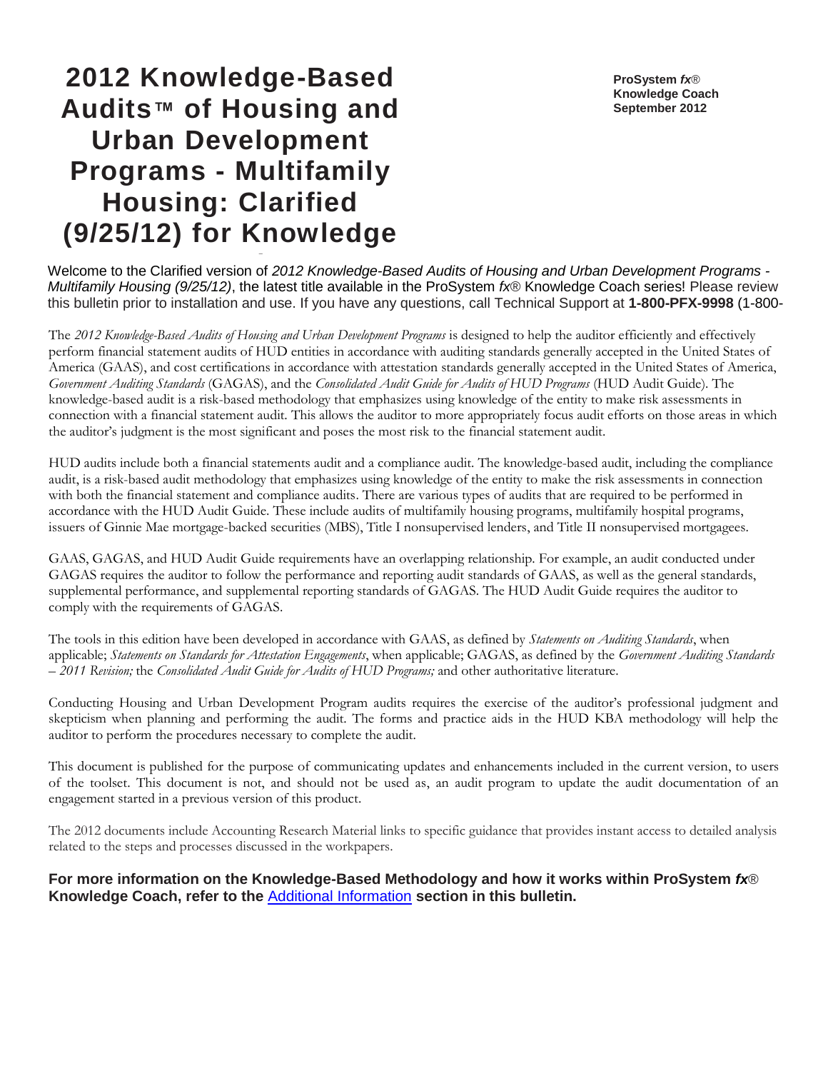# 2012 Knowledge-Based Audits™ of Housing and Urban Development Programs - Multifamily Housing: Clarified (9/25/12) for Knowledge

**ProSystem *fx*® Knowledge Coach September 2012**

Welcome to the Clarified version of *2012 Knowledge-Based Audits of Housing and Urban Development Programs - Multifamily Housing (9/25/12)*, the latest title available in the ProSystem *fx*® Knowledge Coach series! Please review this bulletin prior to installation and use. If you have any questions, call Technical Support at **1-800-PFX-9998** (1-800-

The *2012 Knowledge-Based Audits of Housing and Urban Development Programs* is designed to help the auditor efficiently and effectively perform financial statement audits of HUD entities in accordance with auditing standards generally accepted in the United States of America (GAAS), and cost certifications in accordance with attestation standards generally accepted in the United States of America, *Government Auditing Standards* (GAGAS), and the *Consolidated Audit Guide for Audits of HUD Programs* (HUD Audit Guide). The knowledge-based audit is a risk-based methodology that emphasizes using knowledge of the entity to make risk assessments in connection with a financial statement audit. This allows the auditor to more appropriately focus audit efforts on those areas in which the auditor's judgment is the most significant and poses the most risk to the financial statement audit.

HUD audits include both a financial statements audit and a compliance audit. The knowledge-based audit, including the compliance audit, is a risk-based audit methodology that emphasizes using knowledge of the entity to make the risk assessments in connection with both the financial statement and compliance audits. There are various types of audits that are required to be performed in accordance with the HUD Audit Guide. These include audits of multifamily housing programs, multifamily hospital programs, issuers of Ginnie Mae mortgage-backed securities (MBS), Title I nonsupervised lenders, and Title II nonsupervised mortgagees.

GAAS, GAGAS, and HUD Audit Guide requirements have an overlapping relationship. For example, an audit conducted under GAGAS requires the auditor to follow the performance and reporting audit standards of GAAS, as well as the general standards, supplemental performance, and supplemental reporting standards of GAGAS. The HUD Audit Guide requires the auditor to comply with the requirements of GAGAS.

The tools in this edition have been developed in accordance with GAAS, as defined by *Statements on Auditing Standards*, when applicable; *Statements on Standards for Attestation Engagements*, when applicable; GAGAS, as defined by the *Government Auditing Standards – 2011 Revision;* the *Consolidated Audit Guide for Audits of HUD Programs;* and other authoritative literature.

Conducting Housing and Urban Development Program audits requires the exercise of the auditor's professional judgment and skepticism when planning and performing the audit. The forms and practice aids in the HUD KBA methodology will help the auditor to perform the procedures necessary to complete the audit.

This document is published for the purpose of communicating updates and enhancements included in the current version, to users of the toolset. This document is not, and should not be used as, an audit program to update the audit documentation of an engagement started in a previous version of this product.

The 2012 documents include Accounting Research Material links to specific guidance that provides instant access to detailed analysis related to the steps and processes discussed in the workpapers.

**For more information on the Knowledge-Based Methodology and how it works within ProSystem *fx*® Knowledge Coach, refer to the Additional Information section in this bulletin.**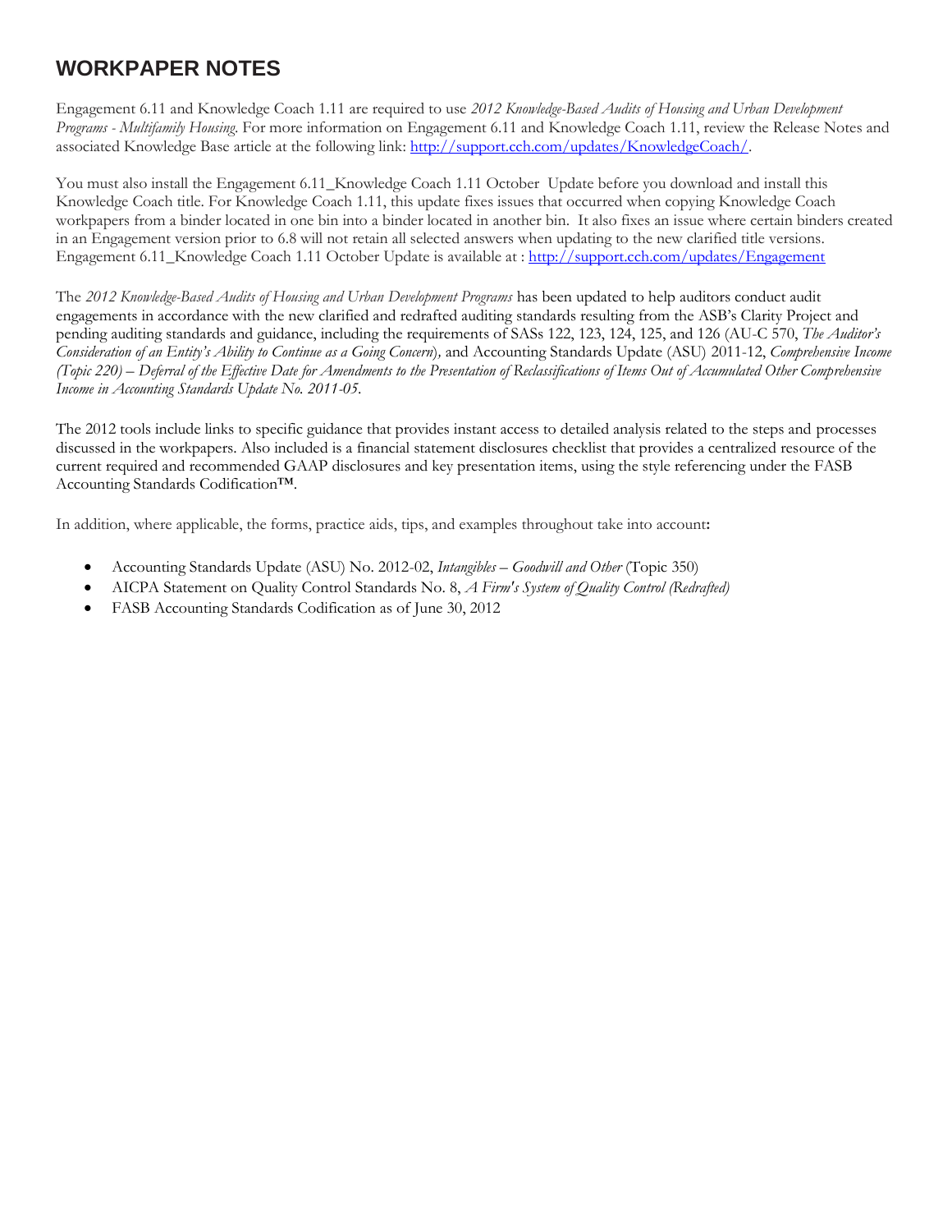# WORKPAPER NOTES

Engagement 6.11 and Knowledge Coach 1.11 are required to use *2012 Knowledge-Based Audits of Housing and Urban Development Programs - Multifamily Housing*. For more information on Engagement 6.11 and Knowledge Coach 1.11, review the Release Notes and associated Knowledge Base article at the following link: [http://support.cch.com/updates/KnowledgeCoach/](http://support.cch.com/updates/KnowledgeCoach/).

You must also install the Engagement 6.11_Knowledge Coach 1.11 October Update before you download and install this Knowledge Coach title. For Knowledge Coach 1.11, this update fixes issues that occurred when copying Knowledge Coach workpapers from a binder located in one bin into a binder located in another bin. It also fixes an issue where certain binders created in an Engagement version prior to 6.8 will not retain all selected answers when updating to the new clarified title versions. Engagement 6.11_Knowledge Coach 1.11 October Update is available at : [http://support.cch.com/updates/Engagement](http://support.cch.com/updates/Engagement)

The *2012 Knowledge-Based Audits of Housing and Urban Development Programs* has been updated to help auditors conduct audit engagements in accordance with the new clarified and redrafted auditing standards resulting from the ASB's Clarity Project and pending auditing standards and guidance, including the requirements of SASs 122, 123, 124, 125, and 126 (AU-C 570, *The Auditor's Consideration of an Entity's Ability to Continue as a Going Concern*), and Accounting Standards Update (ASU) 2011-12, *Comprehensive Income (Topic 220) – Deferral of the Effective Date for Amendments to the Presentation of Reclassifications of Items Out of Accumulated Other Comprehensive Income in Accounting Standards Update No. 2011-05*.

The 2012 tools include links to specific guidance that provides instant access to detailed analysis related to the steps and processes discussed in the workpapers. Also included is a financial statement disclosures checklist that provides a centralized resource of the current required and recommended GAAP disclosures and key presentation items, using the style referencing under the FASB Accounting Standards Codification™.

In addition, where applicable, the forms, practice aids, tips, and examples throughout take into account:

- Accounting Standards Update (ASU) No. 2012-02, *Intangibles – Goodwill and Other* (Topic 350)
- AICPA Statement on Quality Control Standards No. 8, *A Firm's System of Quality Control (Redrafted)*
- FASB Accounting Standards Codification as of June 30, 2012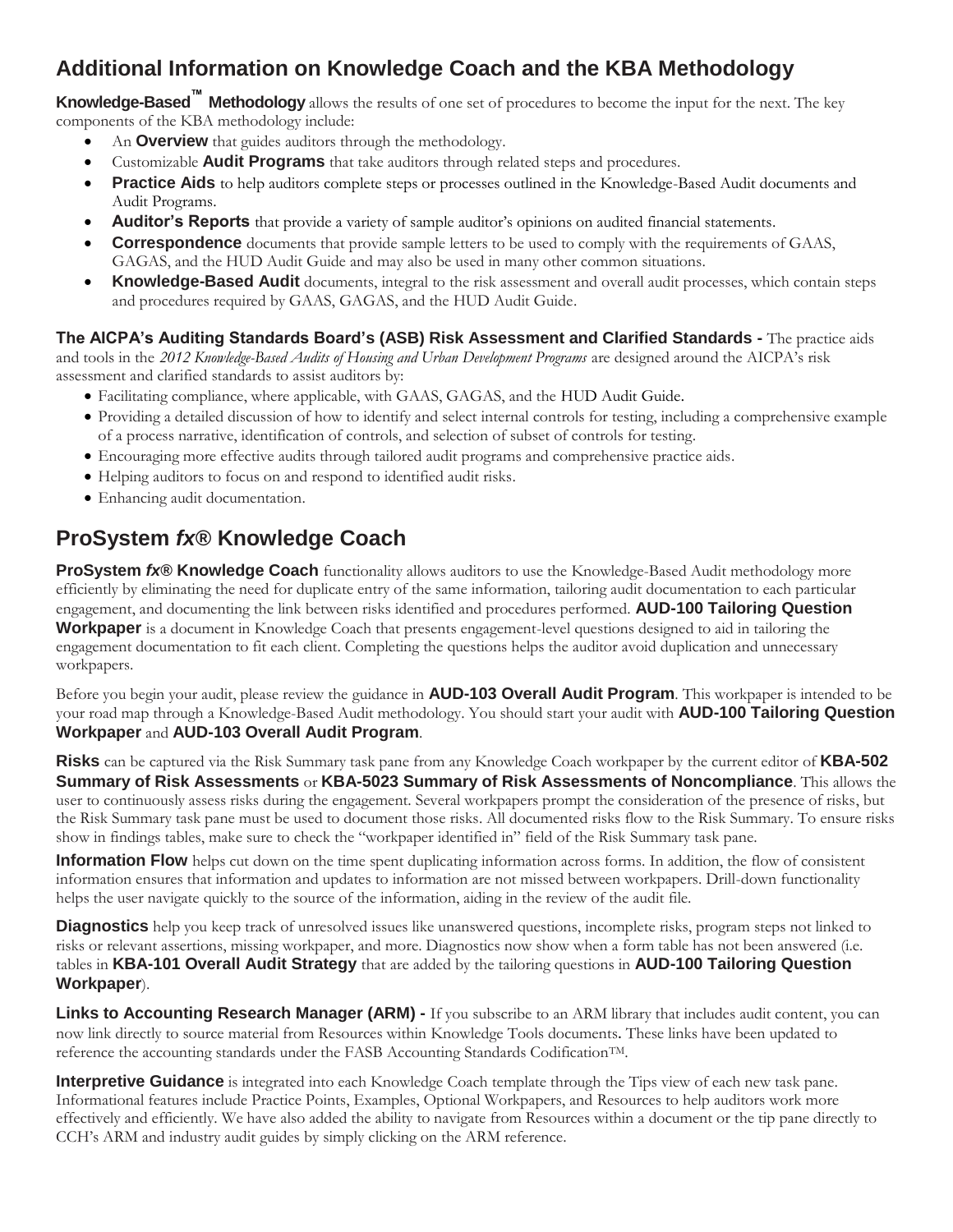## Additional Information on Knowledge Coach and the KBA Methodology

**Knowledge-Based™ Methodology** allows the results of one set of procedures to become the input for the next. The key components of the KBA methodology include:

- An **Overview** that guides auditors through the methodology.
- Customizable **Audit Programs** that take auditors through related steps and procedures.
- **Practice Aids** to help auditors complete steps or processes outlined in the Knowledge-Based Audit documents and Audit Programs.
- **Auditor's Reports** that provide a variety of sample auditor's opinions on audited financial statements.
- **Correspondence** documents that provide sample letters to be used to comply with the requirements of GAAS, GAGAS, and the HUD Audit Guide and may also be used in many other common situations.
- **Knowledge-Based Audit** documents, integral to the risk assessment and overall audit processes, which contain steps and procedures required by GAAS, GAGAS, and the HUD Audit Guide.

**The AICPA's Auditing Standards Board's (ASB) Risk Assessment and Clarified Standards -** The practice aids and tools in the *2012 Knowledge-Based Audits of Housing and Urban Development Programs* are designed around the AICPA's risk assessment and clarified standards to assist auditors by:

- Facilitating compliance, where applicable, with GAAS, GAGAS, and the HUD Audit Guide.
- Providing a detailed discussion of how to identify and select internal controls for testing, including a comprehensive example of a process narrative, identification of controls, and selection of subset of controls for testing.
- Encouraging more effective audits through tailored audit programs and comprehensive practice aids.
- Helping auditors to focus on and respond to identified audit risks.
- Enhancing audit documentation.

## ProSystem *fx*® Knowledge Coach

**ProSystem *fx*® Knowledge Coach** functionality allows auditors to use the Knowledge-Based Audit methodology more efficiently by eliminating the need for duplicate entry of the same information, tailoring audit documentation to each particular engagement, and documenting the link between risks identified and procedures performed. **AUD-100 Tailoring Question Workpaper** is a document in Knowledge Coach that presents engagement-level questions designed to aid in tailoring the engagement documentation to fit each client. Completing the questions helps the auditor avoid duplication and unnecessary workpapers.

Before you begin your audit, please review the guidance in **AUD-103 Overall Audit Program**. This workpaper is intended to be your road map through a Knowledge-Based Audit methodology. You should start your audit with **AUD-100 Tailoring Question Workpaper** and **AUD-103 Overall Audit Program**.

**Risks** can be captured via the Risk Summary task pane from any Knowledge Coach workpaper by the current editor of **KBA-502 Summary of Risk Assessments** or **KBA-5023 Summary of Risk Assessments of Noncompliance**. This allows the user to continuously assess risks during the engagement. Several workpapers prompt the consideration of the presence of risks, but the Risk Summary task pane must be used to document those risks. All documented risks flow to the Risk Summary. To ensure risks show in findings tables, make sure to check the "workpaper identified in" field of the Risk Summary task pane.

**Information Flow** helps cut down on the time spent duplicating information across forms. In addition, the flow of consistent information ensures that information and updates to information are not missed between workpapers. Drill-down functionality helps the user navigate quickly to the source of the information, aiding in the review of the audit file.

**Diagnostics** help you keep track of unresolved issues like unanswered questions, incomplete risks, program steps not linked to risks or relevant assertions, missing workpaper, and more. Diagnostics now show when a form table has not been answered (i.e. tables in **KBA-101 Overall Audit Strategy** that are added by the tailoring questions in **AUD-100 Tailoring Question Workpaper**).

**Links to Accounting Research Manager (ARM) -** If you subscribe to an ARM library that includes audit content, you can now link directly to source material from Resources within Knowledge Tools documents. These links have been updated to reference the accounting standards under the FASB Accounting Standards Codification™.

**Interpretive Guidance** is integrated into each Knowledge Coach template through the Tips view of each new task pane. Informational features include Practice Points, Examples, Optional Workpapers, and Resources to help auditors work more effectively and efficiently. We have also added the ability to navigate from Resources within a document or the tip pane directly to CCH's ARM and industry audit guides by simply clicking on the ARM reference.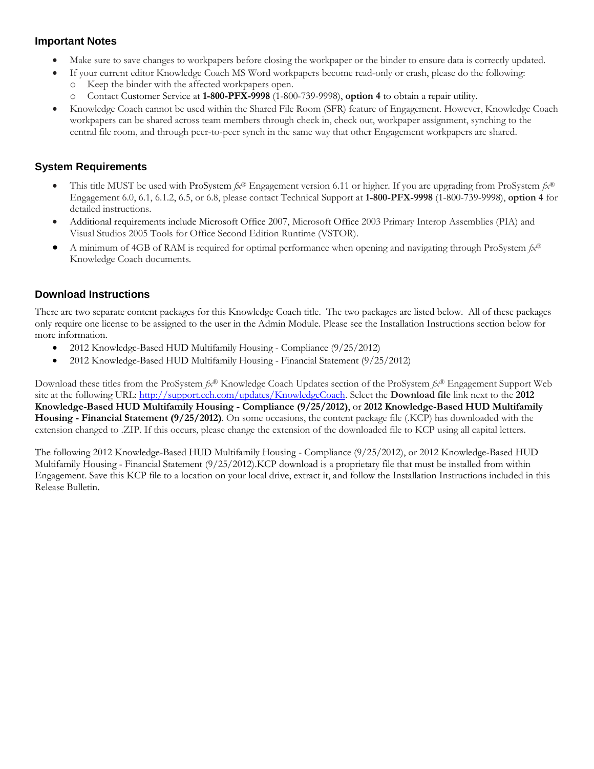## Important Notes

- Make sure to save changes to workpapers before closing the workpaper or the binder to ensure data is correctly updated.
- If your current editor Knowledge Coach MS Word workpapers become read-only or crash, please do the following:
  - Keep the binder with the affected workpapers open.
  - Contact Customer Service at **1-800-PFX-9998** (1-800-739-9998), **option 4** to obtain a repair utility.
- Knowledge Coach cannot be used within the Shared File Room (SFR) feature of Engagement. However, Knowledge Coach workpapers can be shared across team members through check in, check out, workpaper assignment, synching to the central file room, and through peer-to-peer synch in the same way that other Engagement workpapers are shared.

## System Requirements

- This title MUST be used with ProSystem *fx*® Engagement version 6.11 or higher. If you are upgrading from ProSystem *fx*® Engagement 6.0, 6.1, 6.1.2, 6.5, or 6.8, please contact Technical Support at **1-800-PFX-9998** (1-800-739-9998), **option 4** for detailed instructions.
- Additional requirements include Microsoft Office 2007, Microsoft Office 2003 Primary Interop Assemblies (PIA) and Visual Studios 2005 Tools for Office Second Edition Runtime (VSTOR).
- A minimum of 4GB of RAM is required for optimal performance when opening and navigating through ProSystem *fx*® Knowledge Coach documents.

## Download Instructions

There are two separate content packages for this Knowledge Coach title. The two packages are listed below. All of these packages only require one license to be assigned to the user in the Admin Module. Please see the Installation Instructions section below for more information.

- 2012 Knowledge-Based HUD Multifamily Housing - Compliance (9/25/2012)
- 2012 Knowledge-Based HUD Multifamily Housing - Financial Statement (9/25/2012)

Download these titles from the ProSystem *fx*® Knowledge Coach Updates section of the ProSystem *fx*® Engagement Support Web site at the following URL: http://support.cch.com/updates/KnowledgeCoach. Select the **Download file** link next to the **2012 Knowledge-Based HUD Multifamily Housing - Compliance (9/25/2012)**, or **2012 Knowledge-Based HUD Multifamily Housing - Financial Statement (9/25/2012)**. On some occasions, the content package file (.KCP) has downloaded with the extension changed to .ZIP. If this occurs, please change the extension of the downloaded file to KCP using all capital letters.

The following 2012 Knowledge-Based HUD Multifamily Housing - Compliance (9/25/2012), or 2012 Knowledge-Based HUD Multifamily Housing - Financial Statement (9/25/2012).KCP download is a proprietary file that must be installed from within Engagement. Save this KCP file to a location on your local drive, extract it, and follow the Installation Instructions included in this Release Bulletin.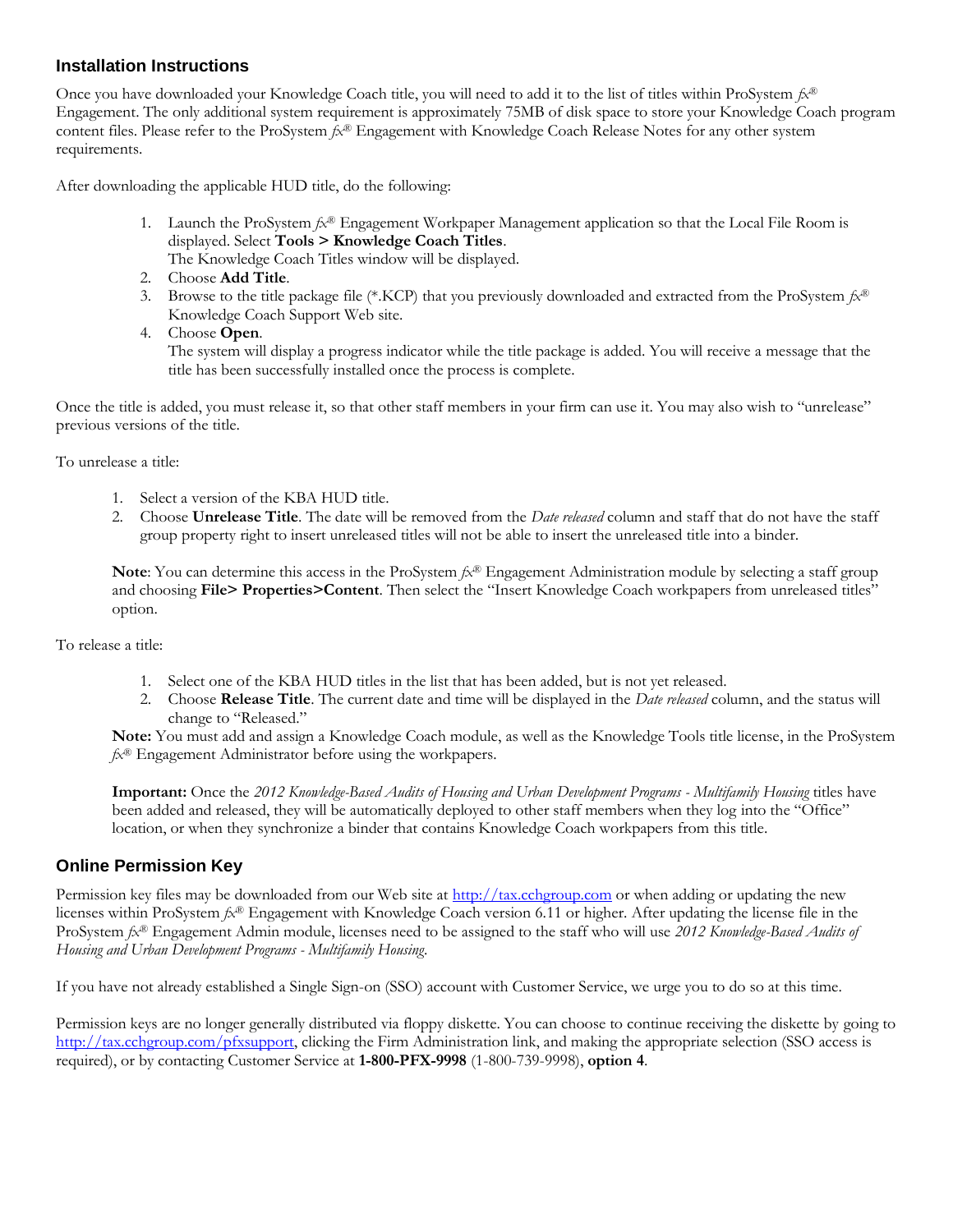## Installation Instructions

Once you have downloaded your Knowledge Coach title, you will need to add it to the list of titles within ProSystem *fx*® Engagement. The only additional system requirement is approximately 75MB of disk space to store your Knowledge Coach program content files. Please refer to the ProSystem *fx*® Engagement with Knowledge Coach Release Notes for any other system requirements.

After downloading the applicable HUD title, do the following:

1. Launch the ProSystem *fx*® Engagement Workpaper Management application so that the Local File Room is displayed. Select **Tools > Knowledge Coach Titles**.
   The Knowledge Coach Titles window will be displayed.
2. Choose **Add Title**.
3. Browse to the title package file (*.KCP) that you previously downloaded and extracted from the ProSystem *fx*® Knowledge Coach Support Web site.
4. Choose **Open**.
   The system will display a progress indicator while the title package is added. You will receive a message that the title has been successfully installed once the process is complete.

Once the title is added, you must release it, so that other staff members in your firm can use it. You may also wish to "unrelease" previous versions of the title.

To unrelease a title:

1. Select a version of the KBA HUD title.
2. Choose **Unrelease Title**. The date will be removed from the *Date released* column and staff that do not have the staff group property right to insert unreleased titles will not be able to insert the unreleased title into a binder.

**Note**: You can determine this access in the ProSystem *fx*® Engagement Administration module by selecting a staff group and choosing **File> Properties>Content**. Then select the "Insert Knowledge Coach workpapers from unreleased titles" option.

To release a title:

1. Select one of the KBA HUD titles in the list that has been added, but is not yet released.
2. Choose **Release Title**. The current date and time will be displayed in the *Date released* column, and the status will change to "Released."

**Note:** You must add and assign a Knowledge Coach module, as well as the Knowledge Tools title license, in the ProSystem *fx*® Engagement Administrator before using the workpapers.

**Important:** Once the *2012 Knowledge-Based Audits of Housing and Urban Development Programs - Multifamily Housing* titles have been added and released, they will be automatically deployed to other staff members when they log into the "Office" location, or when they synchronize a binder that contains Knowledge Coach workpapers from this title.

## Online Permission Key

Permission key files may be downloaded from our Web site at http://tax.cchgroup.com or when adding or updating the new licenses within ProSystem *fx*® Engagement with Knowledge Coach version 6.11 or higher. After updating the license file in the ProSystem *fx*® Engagement Admin module, licenses need to be assigned to the staff who will use *2012 Knowledge-Based Audits of Housing and Urban Development Programs - Multifamily Housing*.

If you have not already established a Single Sign-on (SSO) account with Customer Service, we urge you to do so at this time.

Permission keys are no longer generally distributed via floppy diskette. You can choose to continue receiving the diskette by going to http://tax.cchgroup.com/pfxsupport, clicking the Firm Administration link, and making the appropriate selection (SSO access is required), or by contacting Customer Service at **1-800-PFX-9998** (1-800-739-9998), **option 4**.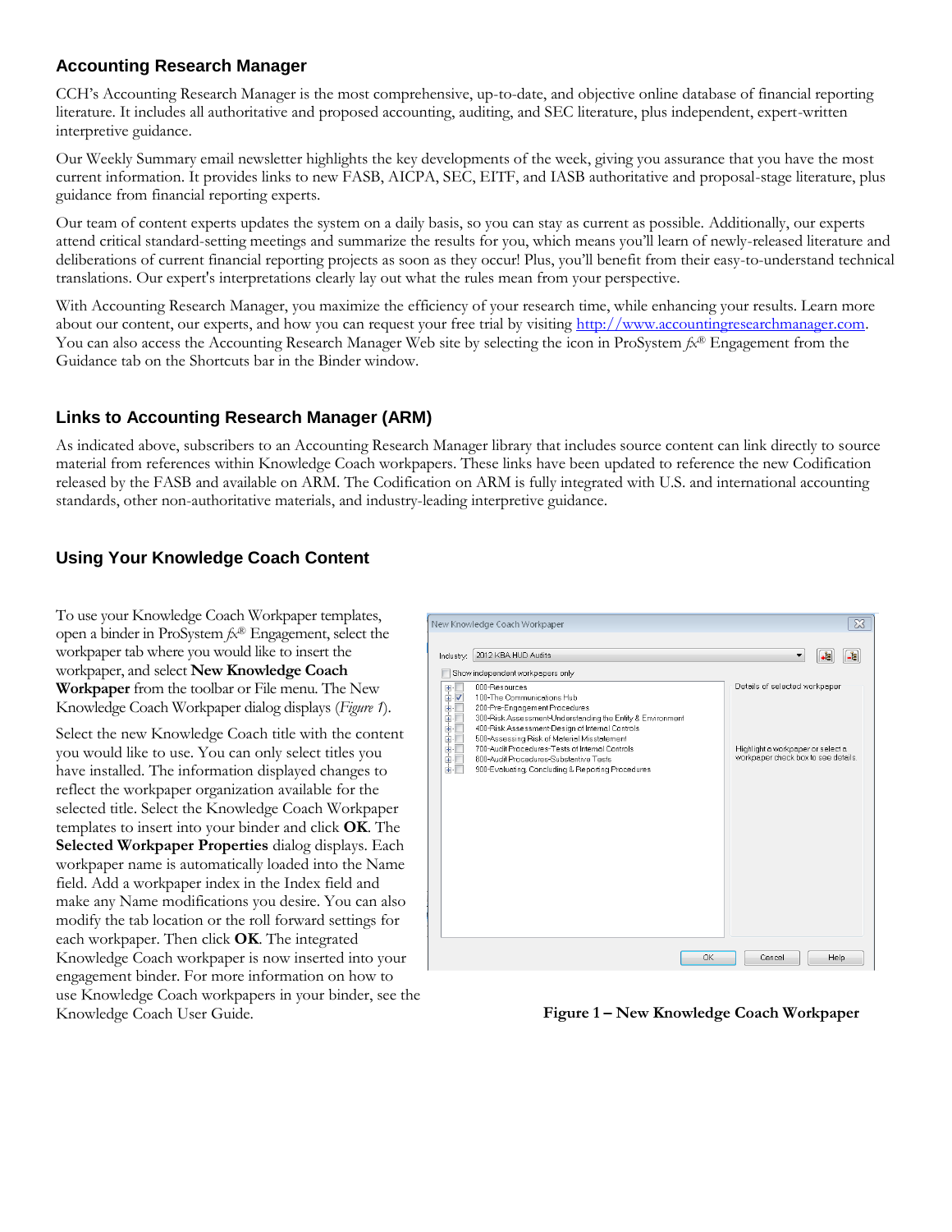## Accounting Research Manager

CCH's Accounting Research Manager is the most comprehensive, up-to-date, and objective online database of financial reporting literature. It includes all authoritative and proposed accounting, auditing, and SEC literature, plus independent, expert-written interpretive guidance.

Our Weekly Summary email newsletter highlights the key developments of the week, giving you assurance that you have the most current information. It provides links to new FASB, AICPA, SEC, EITF, and IASB authoritative and proposal-stage literature, plus guidance from financial reporting experts.

Our team of content experts updates the system on a daily basis, so you can stay as current as possible. Additionally, our experts attend critical standard-setting meetings and summarize the results for you, which means you'll learn of newly-released literature and deliberations of current financial reporting projects as soon as they occur! Plus, you'll benefit from their easy-to-understand technical translations. Our expert's interpretations clearly lay out what the rules mean from your perspective.

With Accounting Research Manager, you maximize the efficiency of your research time, while enhancing your results. Learn more about our content, our experts, and how you can request your free trial by visiting http://www.accountingresearchmanager.com. You can also access the Accounting Research Manager Web site by selecting the icon in ProSystem *fx*® Engagement from the Guidance tab on the Shortcuts bar in the Binder window.

## Links to Accounting Research Manager (ARM)

As indicated above, subscribers to an Accounting Research Manager library that includes source content can link directly to source material from references within Knowledge Coach workpapers. These links have been updated to reference the new Codification released by the FASB and available on ARM. The Codification on ARM is fully integrated with U.S. and international accounting standards, other non-authoritative materials, and industry-leading interpretive guidance.

## Using Your Knowledge Coach Content

To use your Knowledge Coach Workpaper templates, open a binder in ProSystem *fx*® Engagement, select the workpaper tab where you would like to insert the workpaper, and select **New Knowledge Coach Workpaper** from the toolbar or File menu. The New Knowledge Coach Workpaper dialog displays (*Figure 1*).

Select the new Knowledge Coach title with the content you would like to use. You can only select titles you have installed. The information displayed changes to reflect the workpaper organization available for the selected title. Select the Knowledge Coach Workpaper templates to insert into your binder and click **OK**. The **Selected Workpaper Properties** dialog displays. Each workpaper name is automatically loaded into the Name field. Add a workpaper index in the Index field and make any Name modifications you desire. You can also modify the tab location or the roll forward settings for each workpaper. Then click **OK**. The integrated Knowledge Coach workpaper is now inserted into your engagement binder. For more information on how to use Knowledge Coach workpapers in your binder, see the Knowledge Coach User Guide.

New Knowledge Coach Workpaper

Industry: 2012 KBA HUD Audits

Show independent workpapers only

000-Resources
100-The Communications Hub
200-Pre-Engagement Procedures
300-Risk Assessment-Understanding the Entity & Environment
400-Risk Assessment-Design of Internal Controls
500-Assessing Risk of Material Misstatement
700-Audit Procedures-Tests of Internal Controls
800-Audit Procedures-Substantive Tests
900-Evaluating, Concluding & Reporting Procedures

Details of selected workpaper

Highlight a workpaper or select a workpaper check box to see details.

OK Cancel Help

**Figure 1 – New Knowledge Coach Workpaper**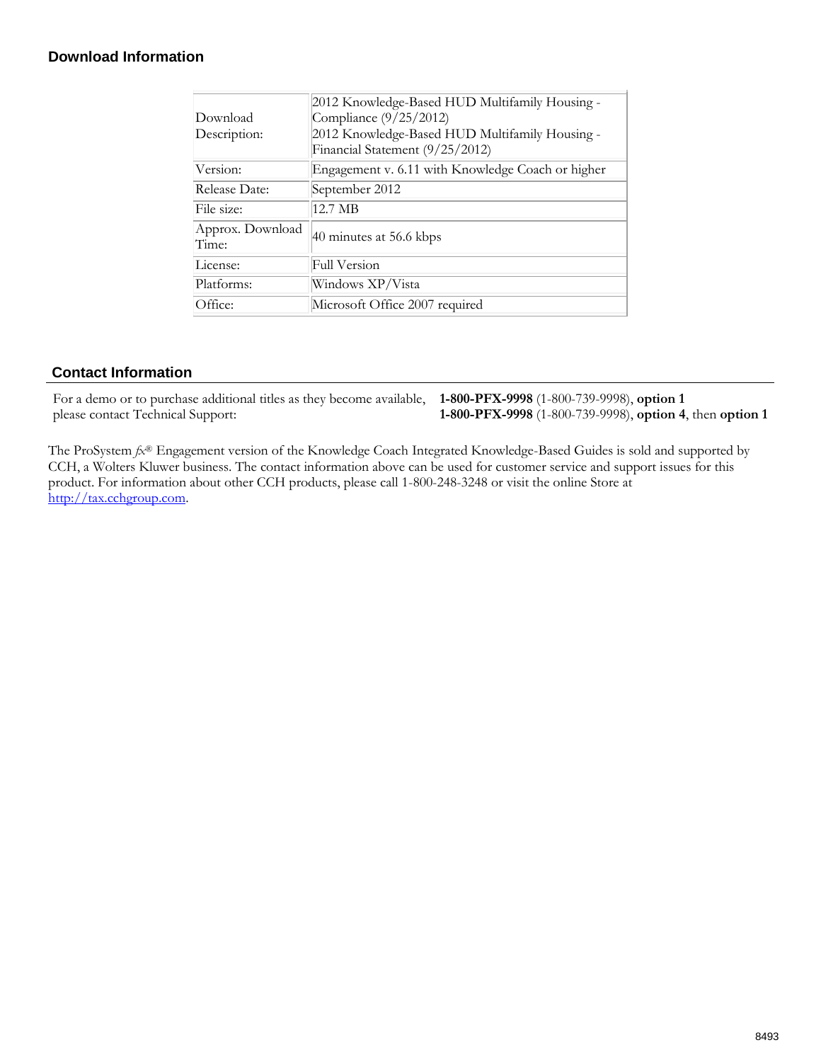## Download Information

| | |
|---|---|
| Download Description: | 2012 Knowledge-Based HUD Multifamily Housing - Compliance (9/25/2012)<br>2012 Knowledge-Based HUD Multifamily Housing - Financial Statement (9/25/2012) |
| Version: | Engagement v. 6.11 with Knowledge Coach or higher |
| Release Date: | September 2012 |
| File size: | 12.7 MB |
| Approx. Download Time: | 40 minutes at 56.6 kbps |
| License: | Full Version |
| Platforms: | Windows XP/Vista |
| Office: | Microsoft Office 2007 required |

## Contact Information

For a demo or to purchase additional titles as they become available, please contact Technical Support:

**1-800-PFX-9998** (1-800-739-9998), **option 1**
**1-800-PFX-9998** (1-800-739-9998), **option 4**, then **option 1**

The ProSystem *fx*® Engagement version of the Knowledge Coach Integrated Knowledge-Based Guides is sold and supported by CCH, a Wolters Kluwer business. The contact information above can be used for customer service and support issues for this product. For information about other CCH products, please call 1-800-248-3248 or visit the online Store at http://tax.cchgroup.com.